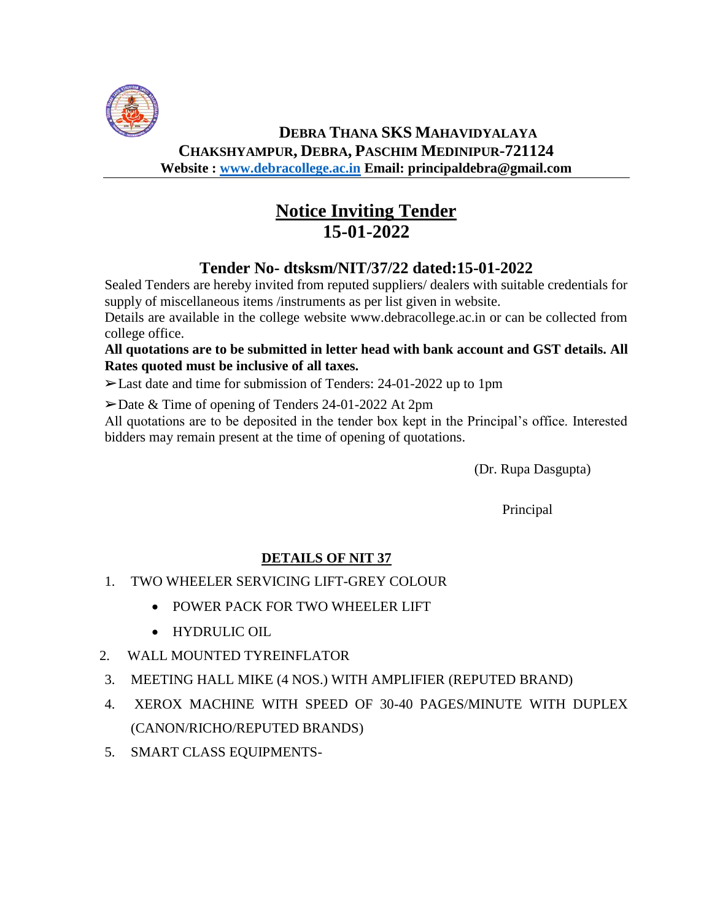**DEBRA THANA SKS MAHAVIDYALAYA**
**CHAKSHYAMPUR, DEBRA, PASCHIM MEDINIPUR-721124**
**Website : [www.debracollege.ac.in](http://www.debracollege.ac.in) Email: principaldebra@gmail.com**

# Notice Inviting Tender
# 15-01-2022

## Tender No- dtsksm/NIT/37/22 dated:15-01-2022

Sealed Tenders are hereby invited from reputed suppliers/ dealers with suitable credentials for supply of miscellaneous items /instruments as per list given in website.

Details are available in the college website www.debracollege.ac.in or can be collected from college office.

**All quotations are to be submitted in letter head with bank account and GST details. All Rates quoted must be inclusive of all taxes.**

➢Last date and time for submission of Tenders: 24-01-2022 up to 1pm

➢Date & Time of opening of Tenders 24-01-2022 At 2pm

All quotations are to be deposited in the tender box kept in the Principal's office. Interested bidders may remain present at the time of opening of quotations.

(Dr. Rupa Dasgupta)

Principal

## DETAILS OF NIT 37

1. TWO WHEELER SERVICING LIFT-GREY COLOUR
   - POWER PACK FOR TWO WHEELER LIFT
   - HYDRULIC OIL
2. WALL MOUNTED TYREINFLATOR
3. MEETING HALL MIKE (4 NOS.) WITH AMPLIFIER (REPUTED BRAND)
4. XEROX MACHINE WITH SPEED OF 30-40 PAGES/MINUTE WITH DUPLEX (CANON/RICHO/REPUTED BRANDS)
5. SMART CLASS EQUIPMENTS-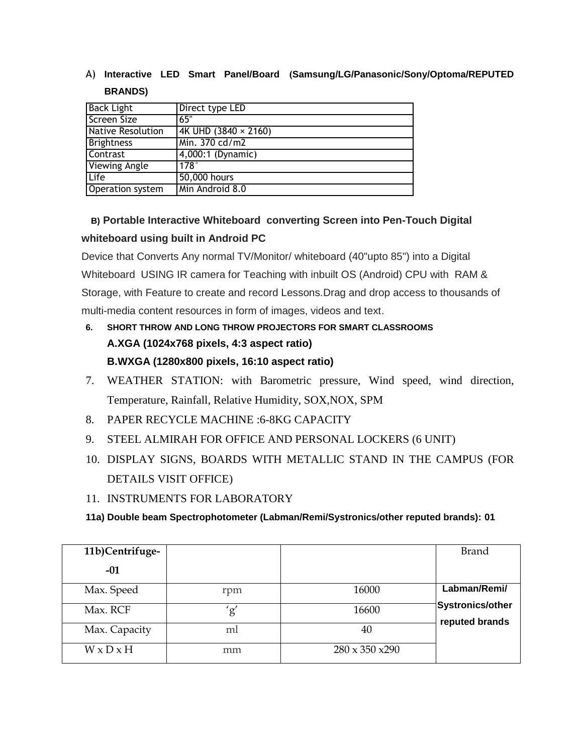A) **Interactive LED Smart Panel/Board (Samsung/LG/Panasonic/Sony/Optoma/REPUTED BRANDS)**

| Back Light | Direct type LED |
|---|---|
| Screen Size | 65" |
| Native Resolution | 4K UHD (3840 × 2160) |
| Brightness | Min. 370 cd/m2 |
| Contrast | 4,000:1 (Dynamic) |
| Viewing Angle | 178° |
| Life | 50,000 hours |
| Operation system | Min Android 8.0 |

**B) Portable Interactive Whiteboard converting Screen into Pen-Touch Digital whiteboard using built in Android PC**

Device that Converts Any normal TV/Monitor/ whiteboard (40"upto 85") into a Digital Whiteboard USING IR camera for Teaching with inbuilt OS (Android) CPU with RAM & Storage, with Feature to create and record Lessons.Drag and drop access to thousands of multi-media content resources in form of images, videos and text.

6. **SHORT THROW AND LONG THROW PROJECTORS FOR SMART CLASSROOMS**
   **A.XGA (1024x768 pixels, 4:3 aspect ratio)**
   **B.WXGA (1280x800 pixels, 16:10 aspect ratio)**
7. WEATHER STATION: with Barometric pressure, Wind speed, wind direction, Temperature, Rainfall, Relative Humidity, SOX,NOX, SPM
8. PAPER RECYCLE MACHINE :6-8KG CAPACITY
9. STEEL ALMIRAH FOR OFFICE AND PERSONAL LOCKERS (6 UNIT)
10. DISPLAY SIGNS, BOARDS WITH METALLIC STAND IN THE CAMPUS (FOR DETAILS VISIT OFFICE)
11. INSTRUMENTS FOR LABORATORY

**11a) Double beam Spectrophotometer (Labman/Remi/Systronics/other reputed brands): 01**

| 11b)Centrifuge--01 | | | Brand |
|---|---|---|---|
| Max. Speed | rpm | 16000 | **Labman/Remi/ Systronics/other reputed brands** |
| Max. RCF | 'g' | 16600 | |
| Max. Capacity | ml | 40 | |
| W x D x H | mm | 280 x 350 x290 | |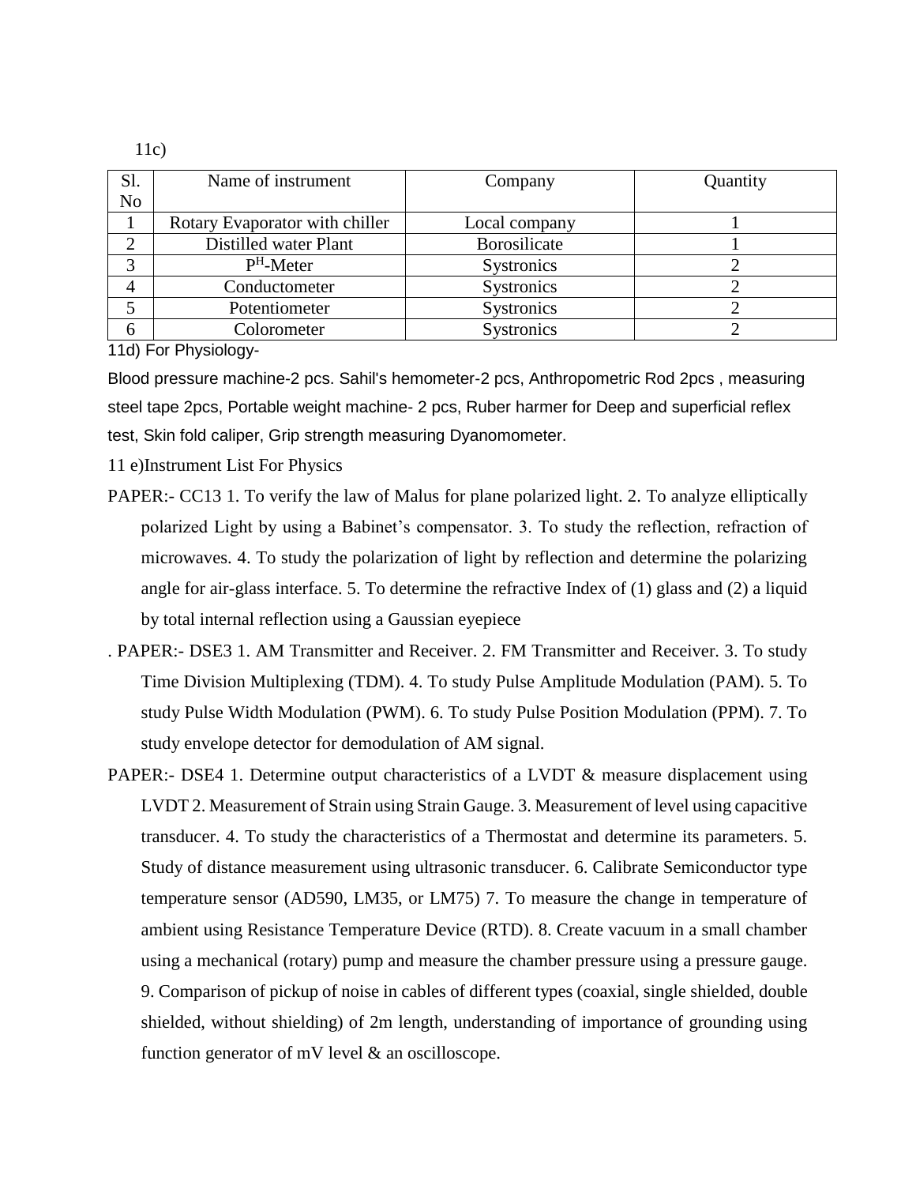11c)

| Sl. No | Name of instrument | Company | Quantity |
|---|---|---|---|
| 1 | Rotary Evaporator with chiller | Local company | 1 |
| 2 | Distilled water Plant | Borosilicate | 1 |
| 3 | $P^H$-Meter | Systronics | 2 |
| 4 | Conductometer | Systronics | 2 |
| 5 | Potentiometer | Systronics | 2 |
| 6 | Colorometer | Systronics | 2 |

11d) For Physiology-

Blood pressure machine-2 pcs. Sahil's hemometer-2 pcs, Anthropometric Rod 2pcs , measuring steel tape 2pcs, Portable weight machine- 2 pcs, Ruber harmer for Deep and superficial reflex test, Skin fold caliper, Grip strength measuring Dyanomometer.

11 e)Instrument List For Physics

PAPER:- CC13 1. To verify the law of Malus for plane polarized light. 2. To analyze elliptically polarized Light by using a Babinet's compensator. 3. To study the reflection, refraction of microwaves. 4. To study the polarization of light by reflection and determine the polarizing angle for air-glass interface. 5. To determine the refractive Index of (1) glass and (2) a liquid by total internal reflection using a Gaussian eyepiece

. PAPER:- DSE3 1. AM Transmitter and Receiver. 2. FM Transmitter and Receiver. 3. To study Time Division Multiplexing (TDM). 4. To study Pulse Amplitude Modulation (PAM). 5. To study Pulse Width Modulation (PWM). 6. To study Pulse Position Modulation (PPM). 7. To study envelope detector for demodulation of AM signal.

PAPER:- DSE4 1. Determine output characteristics of a LVDT & measure displacement using LVDT 2. Measurement of Strain using Strain Gauge. 3. Measurement of level using capacitive transducer. 4. To study the characteristics of a Thermostat and determine its parameters. 5. Study of distance measurement using ultrasonic transducer. 6. Calibrate Semiconductor type temperature sensor (AD590, LM35, or LM75) 7. To measure the change in temperature of ambient using Resistance Temperature Device (RTD). 8. Create vacuum in a small chamber using a mechanical (rotary) pump and measure the chamber pressure using a pressure gauge. 9. Comparison of pickup of noise in cables of different types (coaxial, single shielded, double shielded, without shielding) of 2m length, understanding of importance of grounding using function generator of mV level & an oscilloscope.